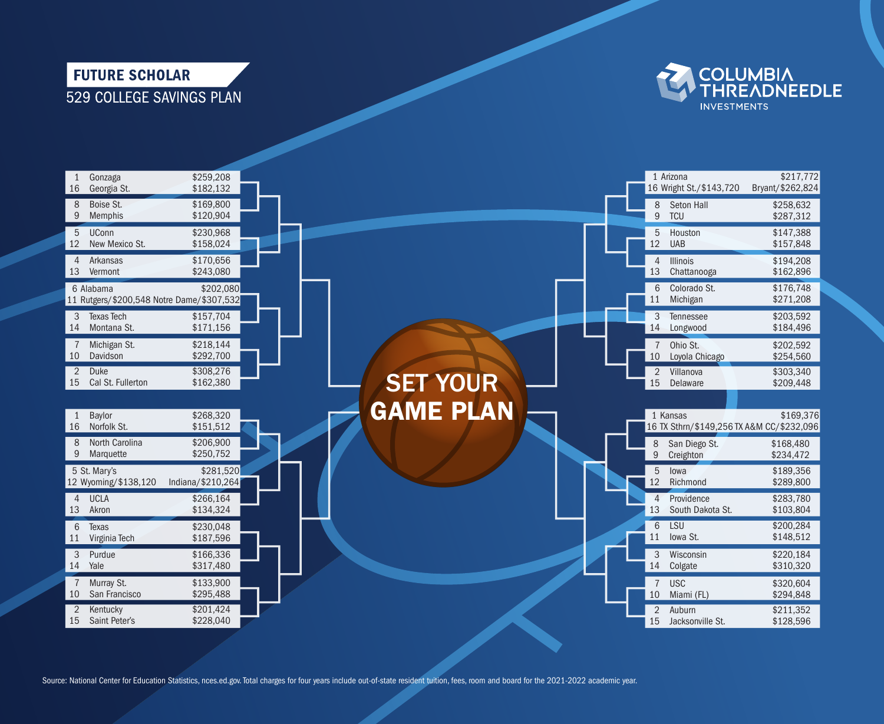**FUTURE SCHOLAR**

529 COLLEGE SAVINGS PLAN

COLUMBIA THREADNEEDLE INVESTMENTS

# SET YOUR GAME PLAN

| Seed | School | Cost |
|---|---|---|
| 1 | Gonzaga | $259,208 |
| 16 | Georgia St. | $182,132 |
| 8 | Boise St. | $169,800 |
| 9 | Memphis | $120,904 |
| 5 | UConn | $230,968 |
| 12 | New Mexico St. | $158,024 |
| 4 | Arkansas | $170,656 |
| 13 | Vermont | $243,080 |
| 6 | Alabama | $202,080 |
| 11 | Rutgers/$200,548 Notre Dame/$307,532 | |
| 3 | Texas Tech | $157,704 |
| 14 | Montana St. | $171,156 |
| 7 | Michigan St. | $218,144 |
| 10 | Davidson | $292,700 |
| 2 | Duke | $308,276 |
| 15 | Cal St. Fullerton | $162,380 |

| Seed | School | Cost |
|---|---|---|
| 1 | Baylor | $268,320 |
| 16 | Norfolk St. | $151,512 |
| 8 | North Carolina | $206,900 |
| 9 | Marquette | $250,752 |
| 5 | St. Mary's | $281,520 |
| 12 | Wyoming/$138,120 Indiana/$210,264 | |
| 4 | UCLA | $266,164 |
| 13 | Akron | $134,324 |
| 6 | Texas | $230,048 |
| 11 | Virginia Tech | $187,596 |
| 3 | Purdue | $166,336 |
| 14 | Yale | $317,480 |
| 7 | Murray St. | $133,900 |
| 10 | San Francisco | $295,488 |
| 2 | Kentucky | $201,424 |
| 15 | Saint Peter's | $228,040 |

| Seed | School | Cost |
|---|---|---|
| 1 | Arizona | $217,772 |
| 16 | Wright St./$143,720 Bryant/$262,824 | |
| 8 | Seton Hall | $258,632 |
| 9 | TCU | $287,312 |
| 5 | Houston | $147,388 |
| 12 | UAB | $157,848 |
| 4 | Illinois | $194,208 |
| 13 | Chattanooga | $162,896 |
| 6 | Colorado St. | $176,748 |
| 11 | Michigan | $271,208 |
| 3 | Tennessee | $203,592 |
| 14 | Longwood | $184,496 |
| 7 | Ohio St. | $202,592 |
| 10 | Loyola Chicago | $254,560 |
| 2 | Villanova | $303,340 |
| 15 | Delaware | $209,448 |

| Seed | School | Cost |
|---|---|---|
| 1 | Kansas | $169,376 |
| 16 | TX Sthrn/$149,256 TX A&M CC/$232,096 | |
| 8 | San Diego St. | $168,480 |
| 9 | Creighton | $234,472 |
| 5 | Iowa | $189,356 |
| 12 | Richmond | $289,800 |
| 4 | Providence | $283,780 |
| 13 | South Dakota St. | $103,804 |
| 6 | LSU | $200,284 |
| 11 | Iowa St. | $148,512 |
| 3 | Wisconsin | $220,184 |
| 14 | Colgate | $310,320 |
| 7 | USC | $320,604 |
| 10 | Miami (FL) | $294,848 |
| 2 | Auburn | $211,352 |
| 15 | Jacksonville St. | $128,596 |

Source: National Center for Education Statistics, nces.ed.gov. Total charges for four years include out-of-state resident tuition, fees, room and board for the 2021-2022 academic year.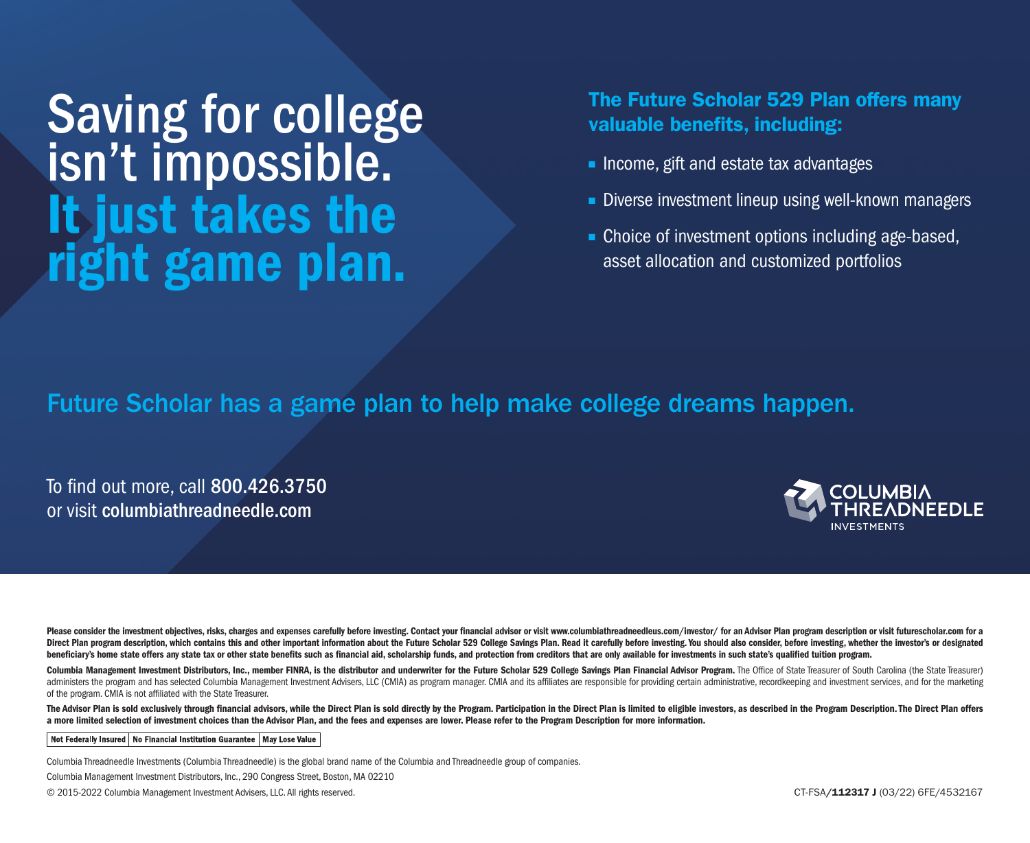# Saving for college isn't impossible. It just takes the right game plan.

## The Future Scholar 529 Plan offers many valuable benefits, including:

- Income, gift and estate tax advantages
- Diverse investment lineup using well-known managers
- Choice of investment options including age-based, asset allocation and customized portfolios

## Future Scholar has a game plan to help make college dreams happen.

To find out more, call **800.426.3750**
or visit **columbiathreadneedle.com**

COLUMBIA THREADNEEDLE INVESTMENTS

**Please consider the investment objectives, risks, charges and expenses carefully before investing. Contact your financial advisor or visit www.columbiathreadneedleus.com/investor/ for an Advisor Plan program description or visit futurescholar.com for a Direct Plan program description, which contains this and other important information about the Future Scholar 529 College Savings Plan. Read it carefully before investing. You should also consider, before investing, whether the investor's or designated beneficiary's home state offers any state tax or other state benefits such as financial aid, scholarship funds, and protection from creditors that are only available for investments in such state's qualified tuition program.**

**Columbia Management Investment Distributors, Inc., member FINRA, is the distributor and underwriter for the Future Scholar 529 College Savings Plan Financial Advisor Program.** The Office of State Treasurer of South Carolina (the State Treasurer) administers the program and has selected Columbia Management Investment Advisers, LLC (CMIA) as program manager. CMIA and its affiliates are responsible for providing certain administrative, recordkeeping and investment services, and for the marketing of the program. CMIA is not affiliated with the State Treasurer.

**The Advisor Plan is sold exclusively through financial advisors, while the Direct Plan is sold directly by the Program. Participation in the Direct Plan is limited to eligible investors, as described in the Program Description. The Direct Plan offers a more limited selection of investment choices than the Advisor Plan, and the fees and expenses are lower. Please refer to the Program Description for more information.**

| Not Federally Insured | No Financial Institution Guarantee | May Lose Value |
|---|---|---|

Columbia Threadneedle Investments (Columbia Threadneedle) is the global brand name of the Columbia and Threadneedle group of companies.

Columbia Management Investment Distributors, Inc., 290 Congress Street, Boston, MA 02210

© 2015-2022 Columbia Management Investment Advisers, LLC. All rights reserved.

CT-FSA/**112317 J** (03/22) 6FE/4532167